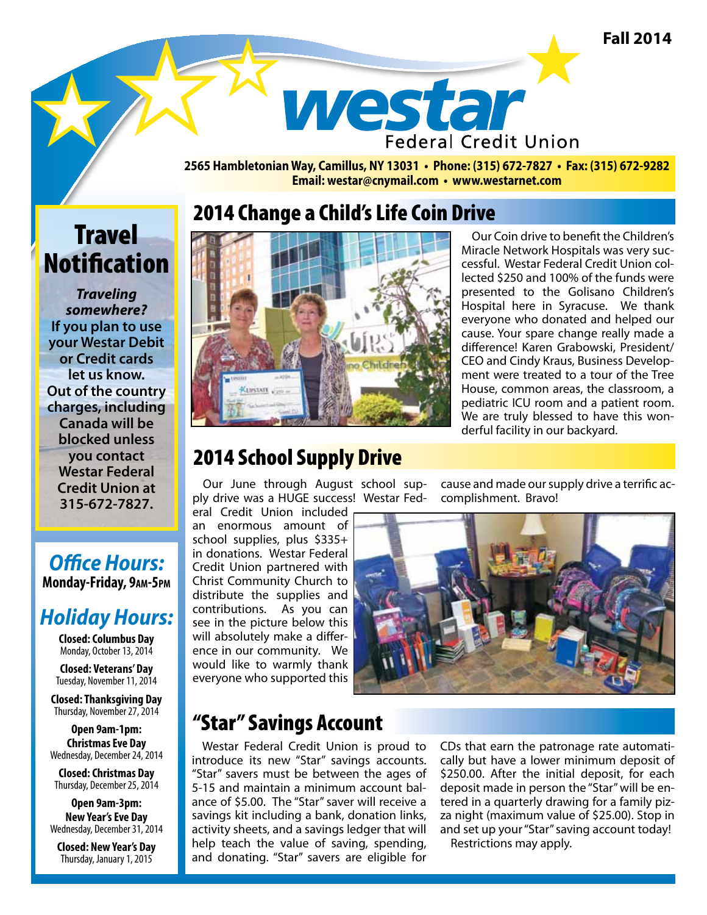Fall 2014

# westar Federal Credit Union

**2565 Hambletonian Way, Camillus, NY 13031 • Phone: (315) 672-7827 • Fax: (315) 672-9282**
**Email: westar@cnymail.com • www.westarnet.com**

## 2014 Change a Child's Life Coin Drive

Our Coin drive to benefit the Children's Miracle Network Hospitals was very successful. Westar Federal Credit Union collected $250 and 100% of the funds were presented to the Golisano Children's Hospital here in Syracuse. We thank everyone who donated and helped our cause. Your spare change really made a difference! Karen Grabowski, President/CEO and Cindy Kraus, Business Development were treated to a tour of the Tree House, common areas, the classroom, a pediatric ICU room and a patient room. We are truly blessed to have this wonderful facility in our backyard.

## 2014 School Supply Drive

Our June through August school supply drive was a HUGE success! Westar Federal Credit Union included an enormous amount of school supplies, plus $335+ in donations. Westar Federal Credit Union partnered with Christ Community Church to distribute the supplies and contributions. As you can see in the picture below this will absolutely make a difference in our community. We would like to warmly thank everyone who supported this cause and made our supply drive a terrific accomplishment. Bravo!

## "Star" Savings Account

Westar Federal Credit Union is proud to introduce its new "Star" savings accounts. "Star" savers must be between the ages of 5-15 and maintain a minimum account balance of $5.00. The "Star" saver will receive a savings kit including a bank, donation links, activity sheets, and a savings ledger that will help teach the value of saving, spending, and donating. "Star" savers are eligible for CDs that earn the patronage rate automatically but have a lower minimum deposit of $250.00. After the initial deposit, for each deposit made in person the "Star" will be entered in a quarterly drawing for a family pizza night (maximum value of $25.00). Stop in and set up your "Star" saving account today!

Restrictions may apply.

## Travel Notification

***Traveling somewhere?***
**If you plan to use your Westar Debit or Credit cards let us know. Out of the country charges, including Canada will be blocked unless you contact Westar Federal Credit Union at 315-672-7827.**

## *Office Hours:*

**Monday-Friday, 9am-5pm**

## *Holiday Hours:*

**Closed: Columbus Day**
Monday, October 13, 2014

**Closed: Veterans' Day**
Tuesday, November 11, 2014

**Closed: Thanksgiving Day**
Thursday, November 27, 2014

**Open 9am-1pm:**
**Christmas Eve Day**
Wednesday, December 24, 2014

**Closed: Christmas Day**
Thursday, December 25, 2014

**Open 9am-3pm:**
**New Year's Eve Day**
Wednesday, December 31, 2014

**Closed: New Year's Day**
Thursday, January 1, 2015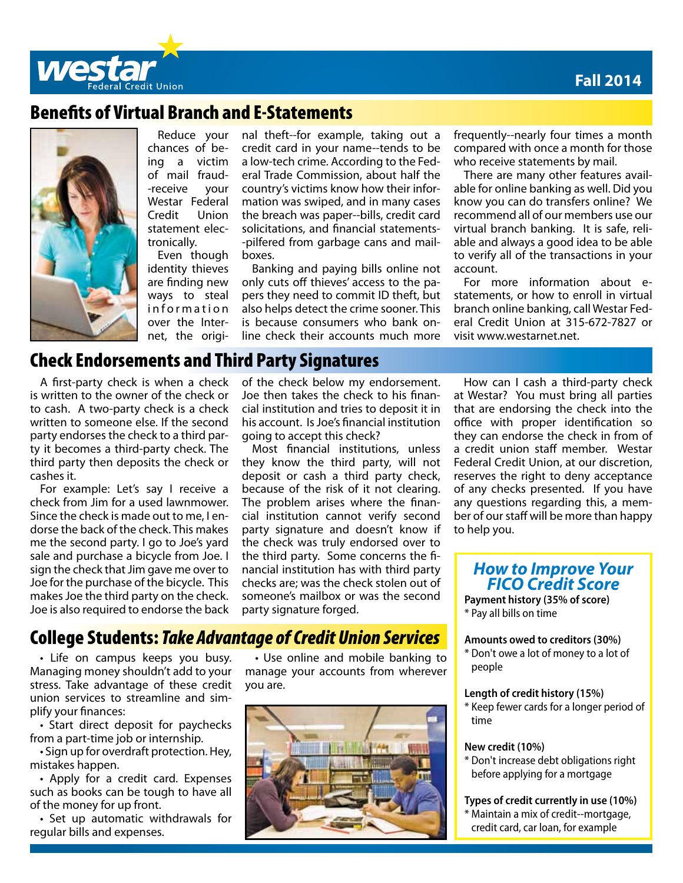westar Federal Credit Union

Fall 2014

## Benefits of Virtual Branch and E-Statements

Reduce your chances of being a victim of mail fraud--receive your Westar Federal Credit Union statement electronically.

Even though identity thieves are finding new ways to steal information over the Internet, the original theft--for example, taking out a credit card in your name--tends to be a low-tech crime. According to the Federal Trade Commission, about half the country's victims know how their information was swiped, and in many cases the breach was paper--bills, credit card solicitations, and financial statements--pilfered from garbage cans and mailboxes.

Banking and paying bills online not only cuts off thieves' access to the papers they need to commit ID theft, but also helps detect the crime sooner. This is because consumers who bank online check their accounts much more frequently--nearly four times a month compared with once a month for those who receive statements by mail.

There are many other features available for online banking as well. Did you know you can do transfers online? We recommend all of our members use our virtual branch banking. It is safe, reliable and always a good idea to be able to verify all of the transactions in your account.

For more information about e-statements, or how to enroll in virtual branch online banking, call Westar Federal Credit Union at 315-672-7827 or visit www.westarnet.net.

## Check Endorsements and Third Party Signatures

A first-party check is when a check is written to the owner of the check or to cash. A two-party check is a check written to someone else. If the second party endorses the check to a third party it becomes a third-party check. The third party then deposits the check or cashes it.

For example: Let's say I receive a check from Jim for a used lawnmower. Since the check is made out to me, I endorse the back of the check. This makes me the second party. I go to Joe's yard sale and purchase a bicycle from Joe. I sign the check that Jim gave me over to Joe for the purchase of the bicycle. This makes Joe the third party on the check. Joe is also required to endorse the back of the check below my endorsement. Joe then takes the check to his financial institution and tries to deposit it in his account. Is Joe's financial institution going to accept this check?

Most financial institutions, unless they know the third party, will not deposit or cash a third party check, because of the risk of it not clearing. The problem arises where the financial institution cannot verify second party signature and doesn't know if the check was truly endorsed over to the third party. Some concerns the financial institution has with third party checks are; was the check stolen out of someone's mailbox or was the second party signature forged.

How can I cash a third-party check at Westar? You must bring all parties that are endorsing the check into the office with proper identification so they can endorse the check in from of a credit union staff member. Westar Federal Credit Union, at our discretion, reserves the right to deny acceptance of any checks presented. If you have any questions regarding this, a member of our staff will be more than happy to help you.

## College Students: *Take Advantage of Credit Union Services*

- Life on campus keeps you busy. Managing money shouldn't add to your stress. Take advantage of these credit union services to streamline and simplify your finances:
- Start direct deposit for paychecks from a part-time job or internship.
- Sign up for overdraft protection. Hey, mistakes happen.
- Apply for a credit card. Expenses such as books can be tough to have all of the money for up front.
- Set up automatic withdrawals for regular bills and expenses.
- Use online and mobile banking to manage your accounts from wherever you are.

### *How to Improve Your FICO Credit Score*

**Payment history (35% of score)**
* Pay all bills on time

**Amounts owed to creditors (30%)**
* Don't owe a lot of money to a lot of people

**Length of credit history (15%)**
* Keep fewer cards for a longer period of time

**New credit (10%)**
* Don't increase debt obligations right before applying for a mortgage

**Types of credit currently in use (10%)**
* Maintain a mix of credit--mortgage, credit card, car loan, for example